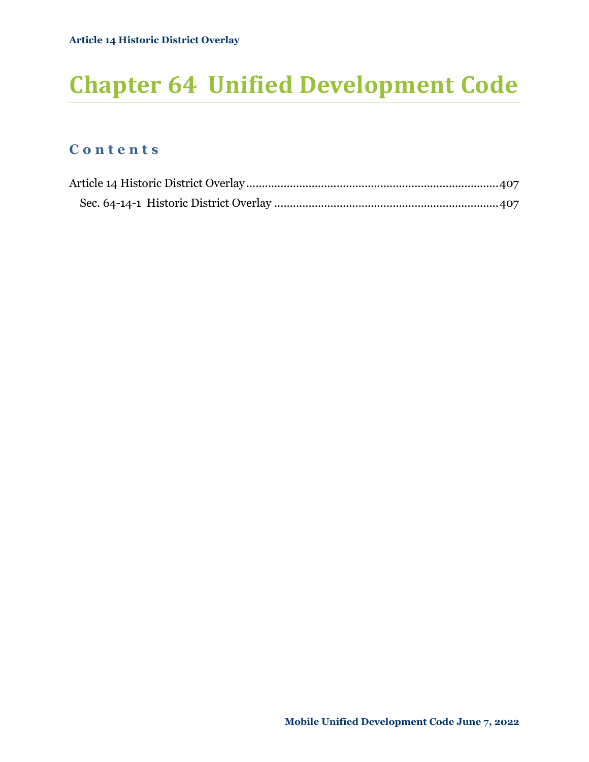# Chapter 64 Unified Development Code

## Contents

Article 14 Historic District Overlay ....................................................................................407

Sec. 64-14-1 Historic District Overlay ........................................................................407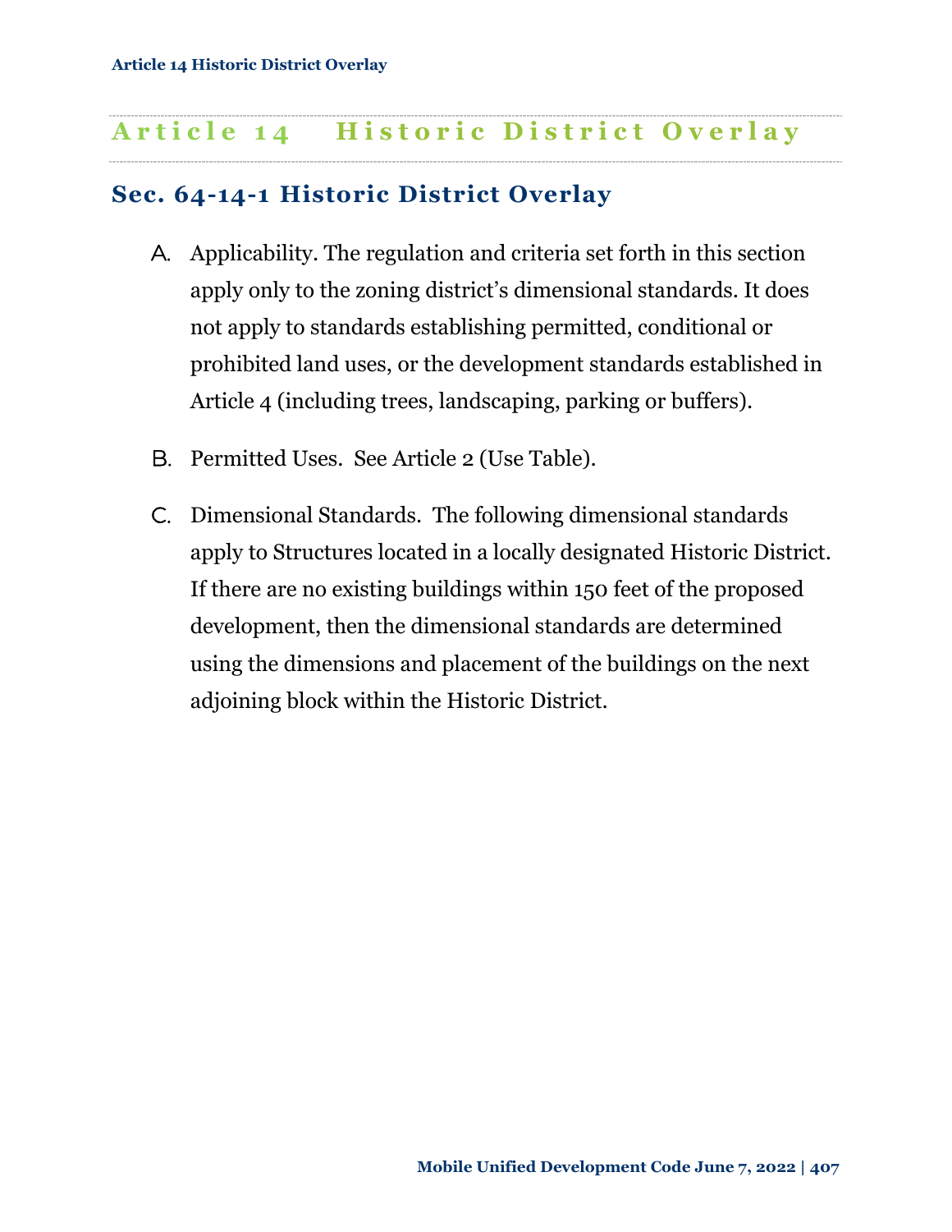# Article 14 Historic District Overlay

## Sec. 64-14-1 Historic District Overlay

A. Applicability. The regulation and criteria set forth in this section apply only to the zoning district's dimensional standards. It does not apply to standards establishing permitted, conditional or prohibited land uses, or the development standards established in Article 4 (including trees, landscaping, parking or buffers).

B. Permitted Uses. See Article 2 (Use Table).

C. Dimensional Standards. The following dimensional standards apply to Structures located in a locally designated Historic District. If there are no existing buildings within 150 feet of the proposed development, then the dimensional standards are determined using the dimensions and placement of the buildings on the next adjoining block within the Historic District.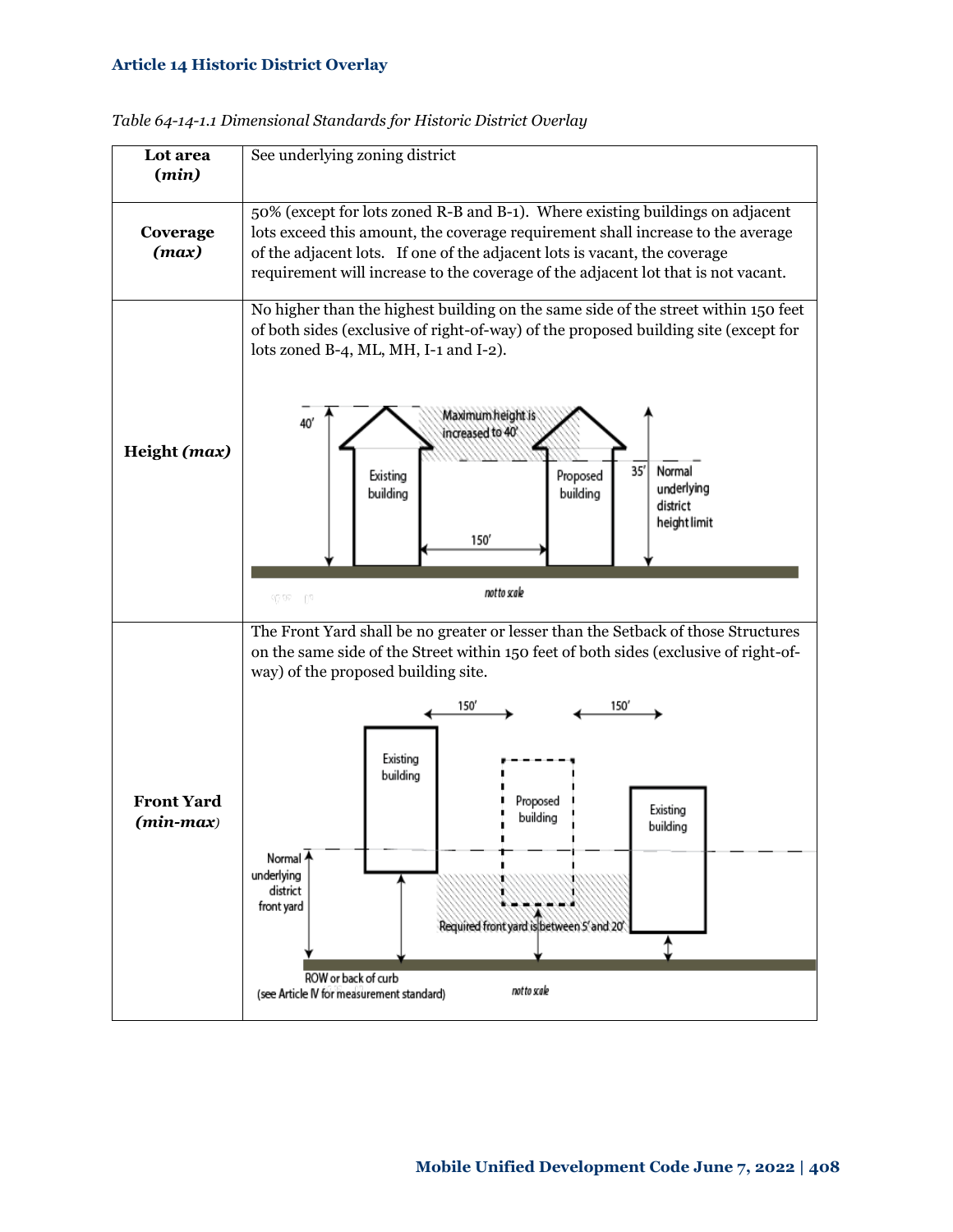**Article 14 Historic District Overlay**

*Table 64-14-1.1 Dimensional Standards for Historic District Overlay*

| | |
|---|---|
| **Lot area (*min*)** | See underlying zoning district |
| **Coverage (*max*)** | 50% (except for lots zoned R-B and B-1). Where existing buildings on adjacent lots exceed this amount, the coverage requirement shall increase to the average of the adjacent lots. If one of the adjacent lots is vacant, the coverage requirement will increase to the coverage of the adjacent lot that is not vacant. |
| **Height (*max*)** | No higher than the highest building on the same side of the street within 150 feet of both sides (exclusive of right-of-way) of the proposed building site (except for lots zoned B-4, ML, MH, I-1 and I-2). |
| **Front Yard (*min-max*)** | The Front Yard shall be no greater or lesser than the Setback of those Structures on the same side of the Street within 150 feet of both sides (exclusive of right-of-way) of the proposed building site. |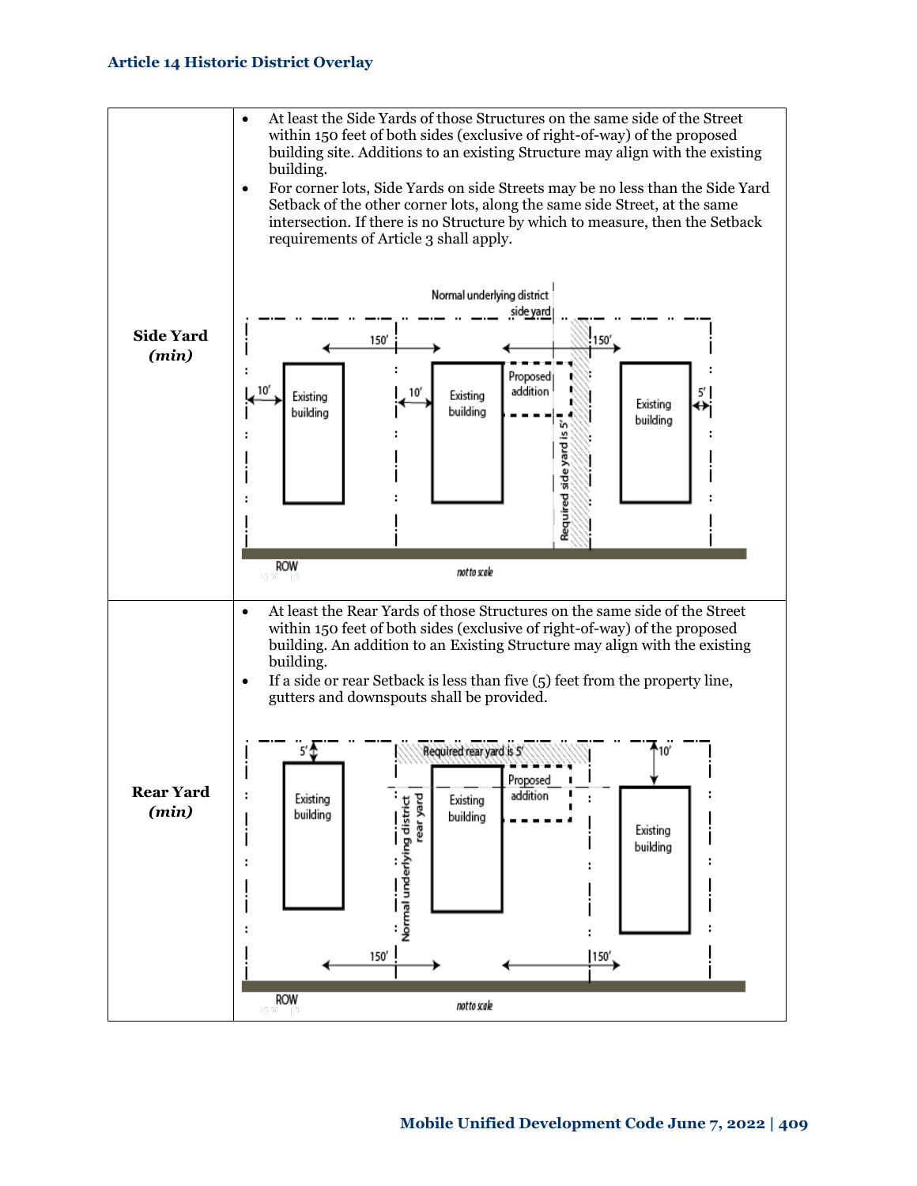| | |
|---|---|
| **Side Yard** *(min)* | • At least the Side Yards of those Structures on the same side of the Street within 150 feet of both sides (exclusive of right-of-way) of the proposed building site. Additions to an existing Structure may align with the existing building.<br>• For corner lots, Side Yards on side Streets may be no less than the Side Yard Setback of the other corner lots, along the same side Street, at the same intersection. If there is no Structure by which to measure, then the Setback requirements of Article 3 shall apply.<br><br>Normal underlying district side yard<br>150'<br>150'<br>10'<br>Existing building<br>10'<br>Existing building<br>Proposed addition<br>Required side yard is 5'<br>Existing building<br>5'<br>ROW<br>not to scale |
| **Rear Yard** *(min)* | • At least the Rear Yards of those Structures on the same side of the Street within 150 feet of both sides (exclusive of right-of-way) of the proposed building. An addition to an Existing Structure may align with the existing building.<br>• If a side or rear Setback is less than five (5) feet from the property line, gutters and downspouts shall be provided.<br><br>5'<br>Required rear yard is 5'<br>10'<br>Existing building<br>Normal underlying district rear yard<br>Existing building<br>Proposed addition<br>Existing building<br>150'<br>150'<br>ROW<br>not to scale |